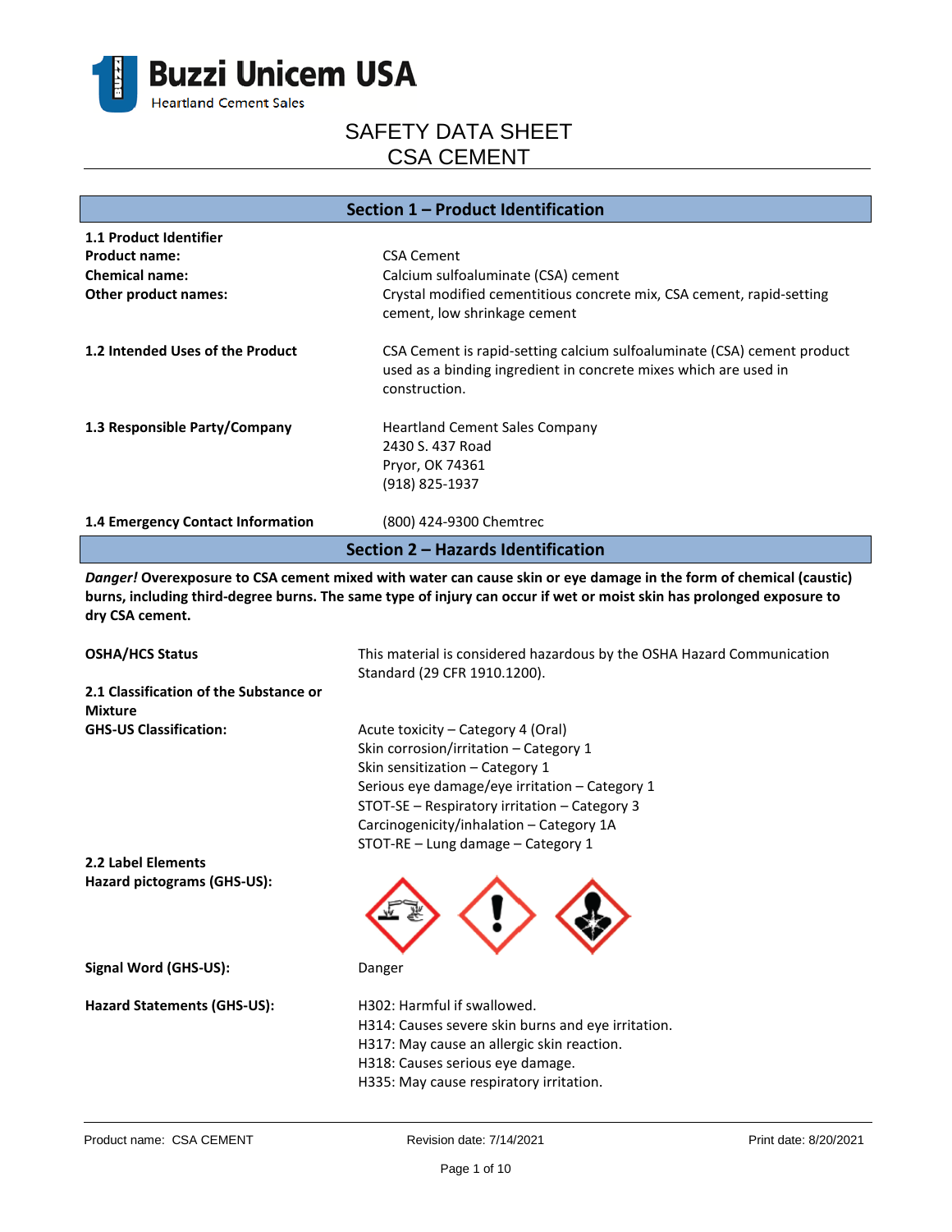Buzzi Unicem USA
Heartland Cement Sales

# SAFETY DATA SHEET
# CSA CEMENT

## Section 1 – Product Identification

**1.1 Product Identifier**

| | |
|---|---|
| **Product name:** | CSA Cement |
| **Chemical name:** | Calcium sulfoaluminate (CSA) cement |
| **Other product names:** | Crystal modified cementitious concrete mix, CSA cement, rapid-setting cement, low shrinkage cement |
| **1.2 Intended Uses of the Product** | CSA Cement is rapid-setting calcium sulfoaluminate (CSA) cement product used as a binding ingredient in concrete mixes which are used in construction. |
| **1.3 Responsible Party/Company** | Heartland Cement Sales Company<br>2430 S. 437 Road<br>Pryor, OK 74361<br>(918) 825-1937 |
| **1.4 Emergency Contact Information** | (800) 424-9300 Chemtrec |

## Section 2 – Hazards Identification

***Danger!*** **Overexposure to CSA cement mixed with water can cause skin or eye damage in the form of chemical (caustic) burns, including third-degree burns. The same type of injury can occur if wet or moist skin has prolonged exposure to dry CSA cement.**

| | |
|---|---|
| **OSHA/HCS Status** | This material is considered hazardous by the OSHA Hazard Communication Standard (29 CFR 1910.1200). |
| **2.1 Classification of the Substance or Mixture** | |
| **GHS-US Classification:** | Acute toxicity – Category 4 (Oral)<br>Skin corrosion/irritation – Category 1<br>Skin sensitization – Category 1<br>Serious eye damage/eye irritation – Category 1<br>STOT-SE – Respiratory irritation – Category 3<br>Carcinogenicity/inhalation – Category 1A<br>STOT-RE – Lung damage – Category 1 |
| **2.2 Label Elements** | |
| **Hazard pictograms (GHS-US):** | |
| **Signal Word (GHS-US):** | Danger |
| **Hazard Statements (GHS-US):** | H302: Harmful if swallowed.<br>H314: Causes severe skin burns and eye irritation.<br>H317: May cause an allergic skin reaction.<br>H318: Causes serious eye damage.<br>H335: May cause respiratory irritation. |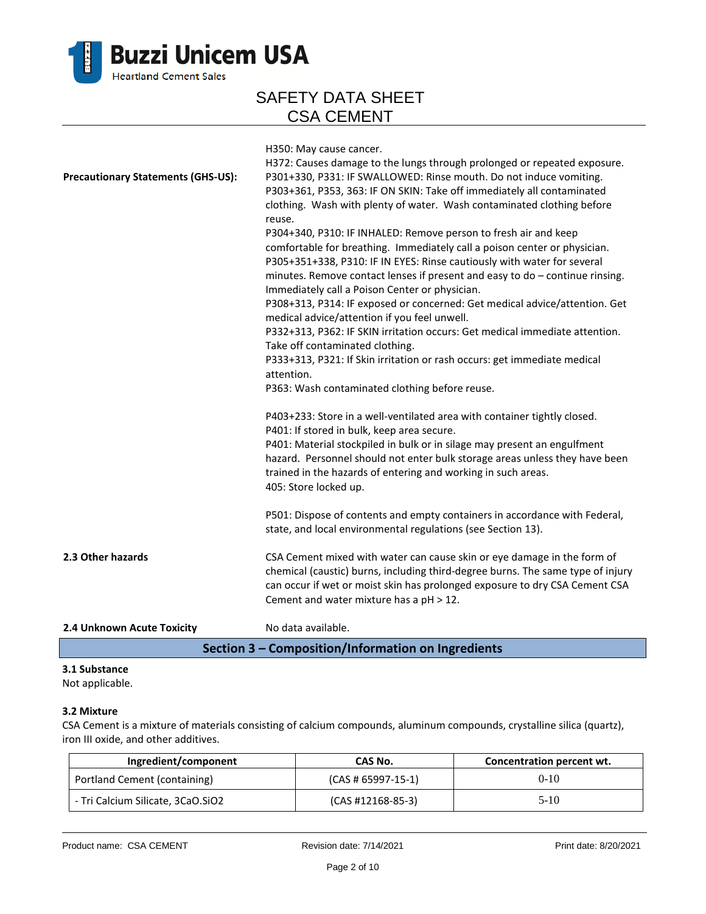H350: May cause cancer.
H372: Causes damage to the lungs through prolonged or repeated exposure.

**Precautionary Statements (GHS-US):**

P301+330, P331: IF SWALLOWED: Rinse mouth. Do not induce vomiting.
P303+361, P353, 363: IF ON SKIN: Take off immediately all contaminated clothing. Wash with plenty of water. Wash contaminated clothing before reuse.
P304+340, P310: IF INHALED: Remove person to fresh air and keep comfortable for breathing. Immediately call a poison center or physician.
P305+351+338, P310: IF IN EYES: Rinse cautiously with water for several minutes. Remove contact lenses if present and easy to do – continue rinsing. Immediately call a Poison Center or physician.
P308+313, P314: IF exposed or concerned: Get medical advice/attention. Get medical advice/attention if you feel unwell.
P332+313, P362: IF SKIN irritation occurs: Get medical immediate attention. Take off contaminated clothing.
P333+313, P321: If Skin irritation or rash occurs: get immediate medical attention.
P363: Wash contaminated clothing before reuse.

P403+233: Store in a well-ventilated area with container tightly closed.
P401: If stored in bulk, keep area secure.
P401: Material stockpiled in bulk or in silage may present an engulfment hazard. Personnel should not enter bulk storage areas unless they have been trained in the hazards of entering and working in such areas.
405: Store locked up.

P501: Dispose of contents and empty containers in accordance with Federal, state, and local environmental regulations (see Section 13).

**2.3 Other hazards**

CSA Cement mixed with water can cause skin or eye damage in the form of chemical (caustic) burns, including third-degree burns. The same type of injury can occur if wet or moist skin has prolonged exposure to dry CSA Cement CSA Cement and water mixture has a pH > 12.

**2.4 Unknown Acute Toxicity**

No data available.

## Section 3 – Composition/Information on Ingredients

**3.1 Substance**

Not applicable.

**3.2 Mixture**

CSA Cement is a mixture of materials consisting of calcium compounds, aluminum compounds, crystalline silica (quartz), iron III oxide, and other additives.

| Ingredient/component | CAS No. | Concentration percent wt. |
|---|---|---|
| Portland Cement (containing) | (CAS # 65997-15-1) | 0-10 |
| - Tri Calcium Silicate, 3CaO.SiO2 | (CAS #12168-85-3) | 5-10 |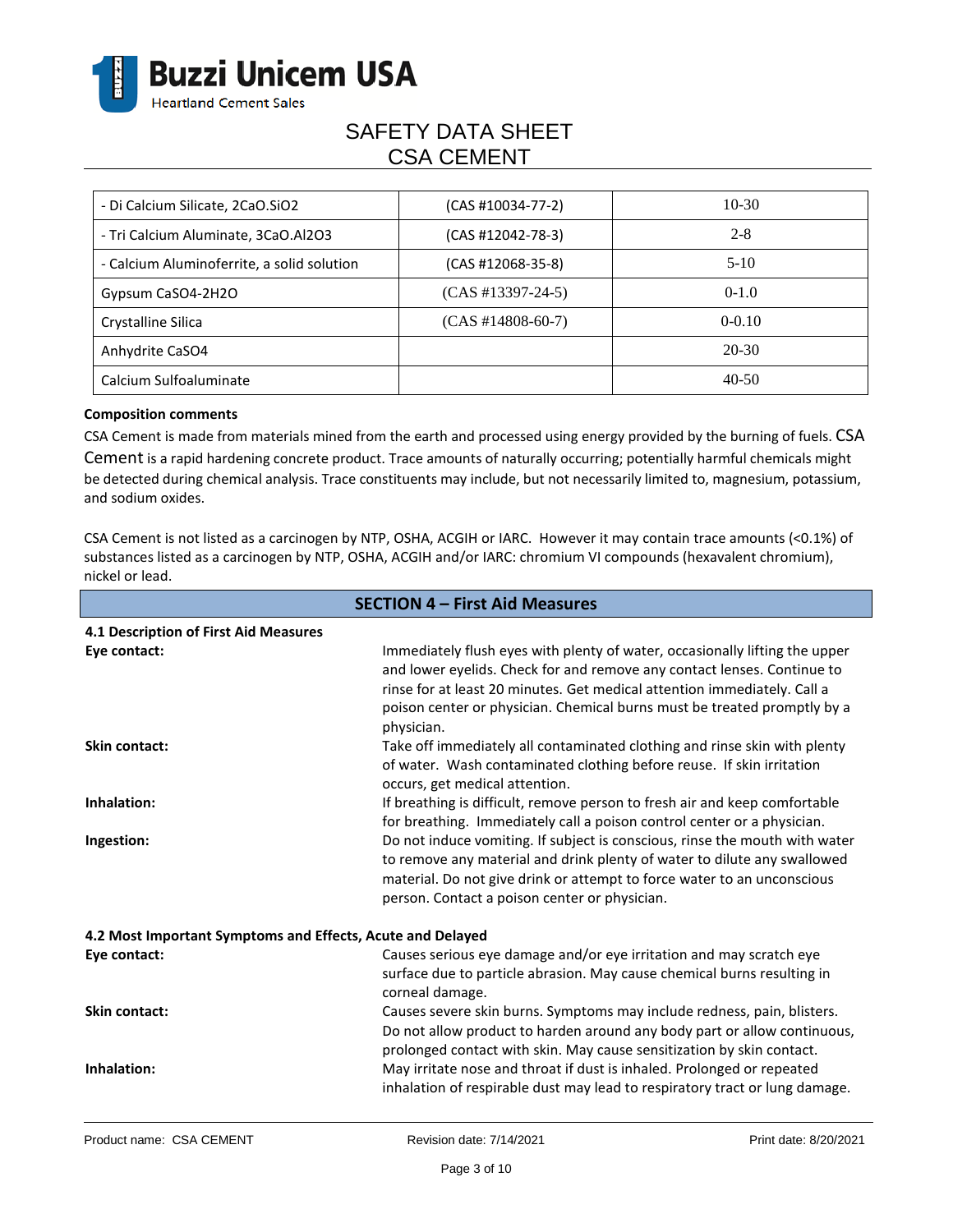| - Di Calcium Silicate, 2CaO.SiO2 | (CAS #10034-77-2) | 10-30 |
|---|---|---|
| - Tri Calcium Aluminate, 3CaO.Al2O3 | (CAS #12042-78-3) | 2-8 |
| - Calcium Aluminoferrite, a solid solution | (CAS #12068-35-8) | 5-10 |
| Gypsum CaSO4-2H2O | (CAS #13397-24-5) | 0-1.0 |
| Crystalline Silica | (CAS #14808-60-7) | 0-0.10 |
| Anhydrite CaSO4 | | 20-30 |
| Calcium Sulfoaluminate | | 40-50 |

**Composition comments**

CSA Cement is made from materials mined from the earth and processed using energy provided by the burning of fuels. CSA Cement is a rapid hardening concrete product. Trace amounts of naturally occurring; potentially harmful chemicals might be detected during chemical analysis. Trace constituents may include, but not necessarily limited to, magnesium, potassium, and sodium oxides.

CSA Cement is not listed as a carcinogen by NTP, OSHA, ACGIH or IARC. However it may contain trace amounts (<0.1%) of substances listed as a carcinogen by NTP, OSHA, ACGIH and/or IARC: chromium VI compounds (hexavalent chromium), nickel or lead.

## SECTION 4 – First Aid Measures

**4.1 Description of First Aid Measures**

**Eye contact:** Immediately flush eyes with plenty of water, occasionally lifting the upper and lower eyelids. Check for and remove any contact lenses. Continue to rinse for at least 20 minutes. Get medical attention immediately. Call a poison center or physician. Chemical burns must be treated promptly by a physician.

**Skin contact:** Take off immediately all contaminated clothing and rinse skin with plenty of water. Wash contaminated clothing before reuse. If skin irritation occurs, get medical attention.

**Inhalation:** If breathing is difficult, remove person to fresh air and keep comfortable for breathing. Immediately call a poison control center or a physician.

**Ingestion:** Do not induce vomiting. If subject is conscious, rinse the mouth with water to remove any material and drink plenty of water to dilute any swallowed material. Do not give drink or attempt to force water to an unconscious person. Contact a poison center or physician.

**4.2 Most Important Symptoms and Effects, Acute and Delayed**

**Eye contact:** Causes serious eye damage and/or eye irritation and may scratch eye surface due to particle abrasion. May cause chemical burns resulting in corneal damage.

**Skin contact:** Causes severe skin burns. Symptoms may include redness, pain, blisters. Do not allow product to harden around any body part or allow continuous, prolonged contact with skin. May cause sensitization by skin contact.

**Inhalation:** May irritate nose and throat if dust is inhaled. Prolonged or repeated inhalation of respirable dust may lead to respiratory tract or lung damage.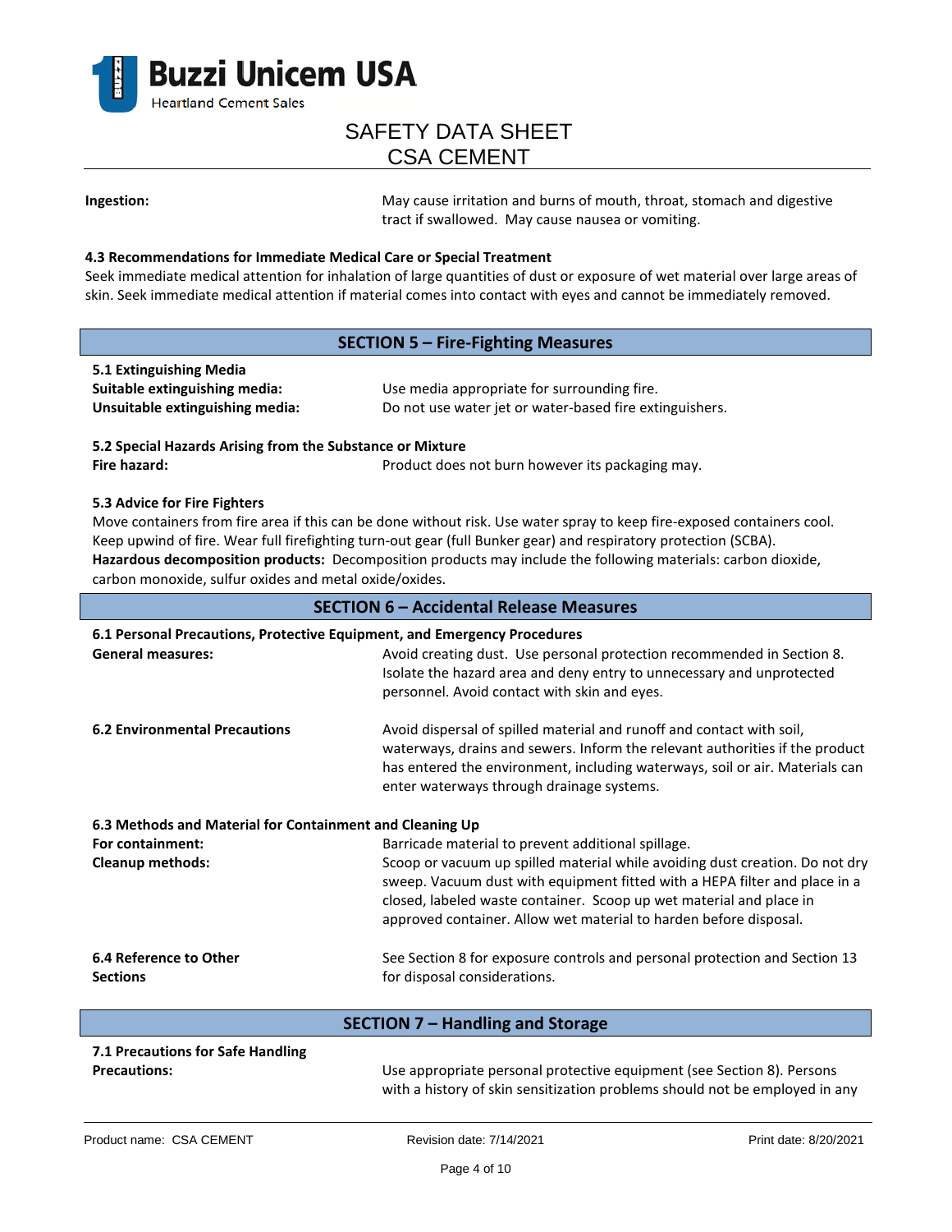**Ingestion:** May cause irritation and burns of mouth, throat, stomach and digestive tract if swallowed. May cause nausea or vomiting.

**4.3 Recommendations for Immediate Medical Care or Special Treatment**

Seek immediate medical attention for inhalation of large quantities of dust or exposure of wet material over large areas of skin. Seek immediate medical attention if material comes into contact with eyes and cannot be immediately removed.

## SECTION 5 – Fire-Fighting Measures

**5.1 Extinguishing Media**

**Suitable extinguishing media:** Use media appropriate for surrounding fire.

**Unsuitable extinguishing media:** Do not use water jet or water-based fire extinguishers.

**5.2 Special Hazards Arising from the Substance or Mixture**

**Fire hazard:** Product does not burn however its packaging may.

**5.3 Advice for Fire Fighters**

Move containers from fire area if this can be done without risk. Use water spray to keep fire-exposed containers cool. Keep upwind of fire. Wear full firefighting turn-out gear (full Bunker gear) and respiratory protection (SCBA).

**Hazardous decomposition products:** Decomposition products may include the following materials: carbon dioxide, carbon monoxide, sulfur oxides and metal oxide/oxides.

## SECTION 6 – Accidental Release Measures

**6.1 Personal Precautions, Protective Equipment, and Emergency Procedures**

**General measures:** Avoid creating dust. Use personal protection recommended in Section 8. Isolate the hazard area and deny entry to unnecessary and unprotected personnel. Avoid contact with skin and eyes.

**6.2 Environmental Precautions** Avoid dispersal of spilled material and runoff and contact with soil, waterways, drains and sewers. Inform the relevant authorities if the product has entered the environment, including waterways, soil or air. Materials can enter waterways through drainage systems.

**6.3 Methods and Material for Containment and Cleaning Up**

**For containment:** Barricade material to prevent additional spillage.

**Cleanup methods:** Scoop or vacuum up spilled material while avoiding dust creation. Do not dry sweep. Vacuum dust with equipment fitted with a HEPA filter and place in a closed, labeled waste container. Scoop up wet material and place in approved container. Allow wet material to harden before disposal.

**6.4 Reference to Other Sections** See Section 8 for exposure controls and personal protection and Section 13 for disposal considerations.

## SECTION 7 – Handling and Storage

**7.1 Precautions for Safe Handling**

**Precautions:** Use appropriate personal protective equipment (see Section 8). Persons with a history of skin sensitization problems should not be employed in any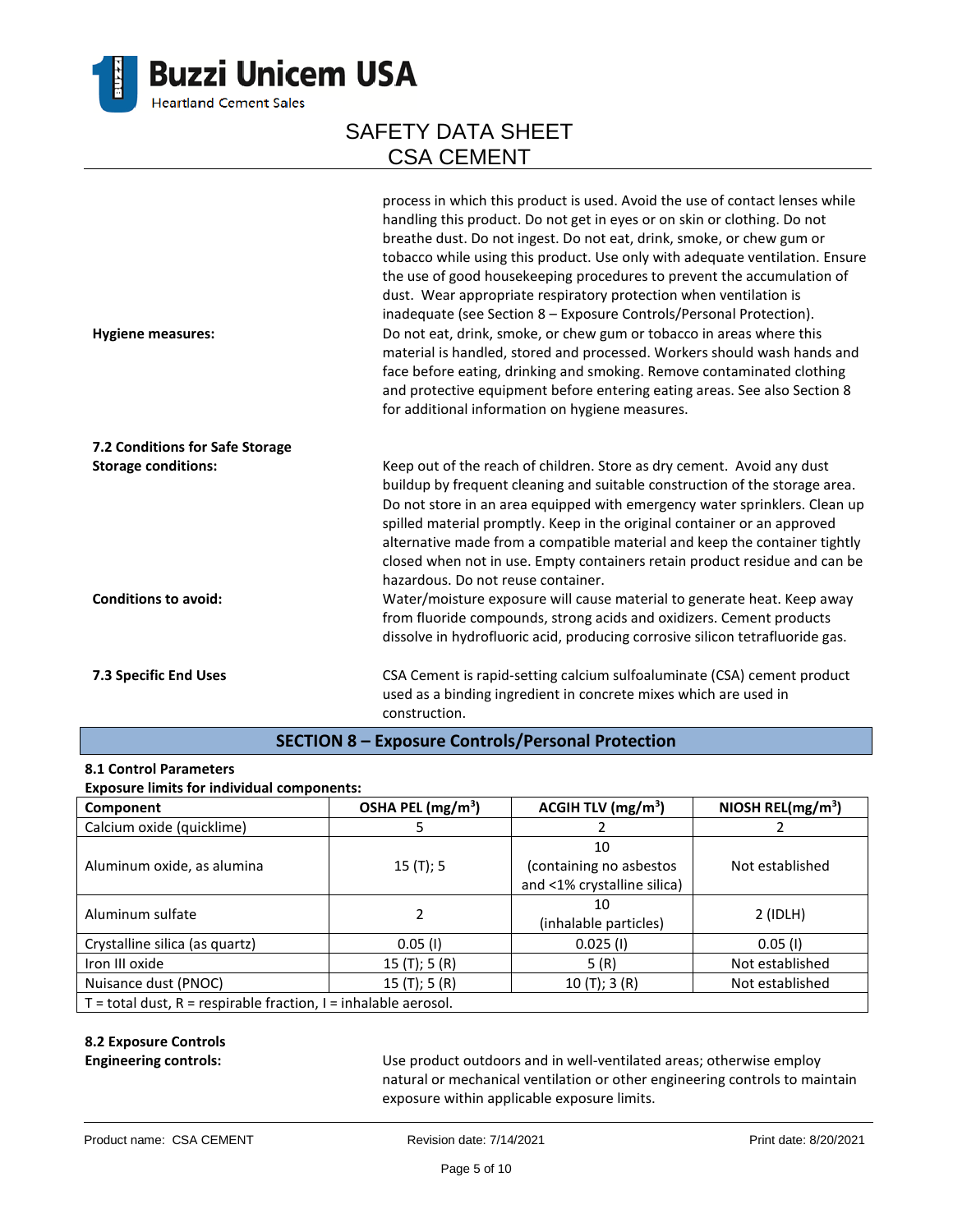process in which this product is used. Avoid the use of contact lenses while handling this product. Do not get in eyes or on skin or clothing. Do not breathe dust. Do not ingest. Do not eat, drink, smoke, or chew gum or tobacco while using this product. Use only with adequate ventilation. Ensure the use of good housekeeping procedures to prevent the accumulation of dust. Wear appropriate respiratory protection when ventilation is inadequate (see Section 8 – Exposure Controls/Personal Protection).

**Hygiene measures:** Do not eat, drink, smoke, or chew gum or tobacco in areas where this material is handled, stored and processed. Workers should wash hands and face before eating, drinking and smoking. Remove contaminated clothing and protective equipment before entering eating areas. See also Section 8 for additional information on hygiene measures.

**7.2 Conditions for Safe Storage**

**Storage conditions:** Keep out of the reach of children. Store as dry cement. Avoid any dust buildup by frequent cleaning and suitable construction of the storage area. Do not store in an area equipped with emergency water sprinklers. Clean up spilled material promptly. Keep in the original container or an approved alternative made from a compatible material and keep the container tightly closed when not in use. Empty containers retain product residue and can be hazardous. Do not reuse container.

**Conditions to avoid:** Water/moisture exposure will cause material to generate heat. Keep away from fluoride compounds, strong acids and oxidizers. Cement products dissolve in hydrofluoric acid, producing corrosive silicon tetrafluoride gas.

**7.3 Specific End Uses** CSA Cement is rapid-setting calcium sulfoaluminate (CSA) cement product used as a binding ingredient in concrete mixes which are used in construction.

## SECTION 8 – Exposure Controls/Personal Protection

**8.1 Control Parameters**

**Exposure limits for individual components:**

| Component | OSHA PEL (mg/m$^3$) | ACGIH TLV (mg/m$^3$) | NIOSH REL(mg/m$^3$) |
|---|---|---|---|
| Calcium oxide (quicklime) | 5 | 2 | 2 |
| Aluminum oxide, as alumina | 15 (T); 5 | 10 (containing no asbestos and <1% crystalline silica) | Not established |
| Aluminum sulfate | 2 | 10 (inhalable particles) | 2 (IDLH) |
| Crystalline silica (as quartz) | 0.05 (I) | 0.025 (I) | 0.05 (I) |
| Iron III oxide | 15 (T); 5 (R) | 5 (R) | Not established |
| Nuisance dust (PNOC) | 15 (T); 5 (R) | 10 (T); 3 (R) | Not established |
| T = total dust, R = respirable fraction, I = inhalable aerosol. | | | |

**8.2 Exposure Controls**

**Engineering controls:** Use product outdoors and in well-ventilated areas; otherwise employ natural or mechanical ventilation or other engineering controls to maintain exposure within applicable exposure limits.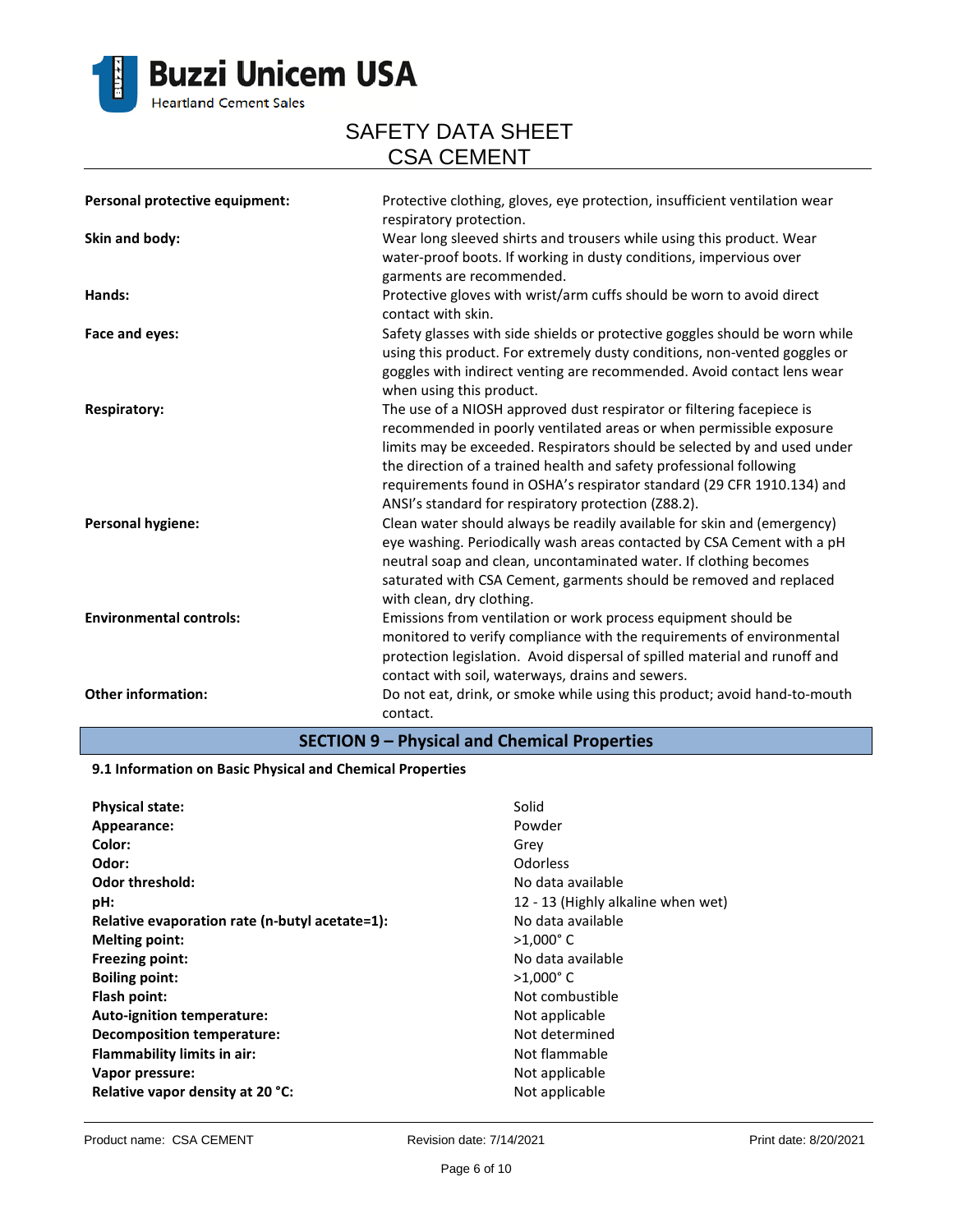| | |
|---|---|
| **Personal protective equipment:** | Protective clothing, gloves, eye protection, insufficient ventilation wear respiratory protection. |
| **Skin and body:** | Wear long sleeved shirts and trousers while using this product. Wear water-proof boots. If working in dusty conditions, impervious over garments are recommended. |
| **Hands:** | Protective gloves with wrist/arm cuffs should be worn to avoid direct contact with skin. |
| **Face and eyes:** | Safety glasses with side shields or protective goggles should be worn while using this product. For extremely dusty conditions, non-vented goggles or goggles with indirect venting are recommended. Avoid contact lens wear when using this product. |
| **Respiratory:** | The use of a NIOSH approved dust respirator or filtering facepiece is recommended in poorly ventilated areas or when permissible exposure limits may be exceeded. Respirators should be selected by and used under the direction of a trained health and safety professional following requirements found in OSHA's respirator standard (29 CFR 1910.134) and ANSI's standard for respiratory protection (Z88.2). |
| **Personal hygiene:** | Clean water should always be readily available for skin and (emergency) eye washing. Periodically wash areas contacted by CSA Cement with a pH neutral soap and clean, uncontaminated water. If clothing becomes saturated with CSA Cement, garments should be removed and replaced with clean, dry clothing. |
| **Environmental controls:** | Emissions from ventilation or work process equipment should be monitored to verify compliance with the requirements of environmental protection legislation. Avoid dispersal of spilled material and runoff and contact with soil, waterways, drains and sewers. |
| **Other information:** | Do not eat, drink, or smoke while using this product; avoid hand-to-mouth contact. |

## SECTION 9 – Physical and Chemical Properties

### 9.1 Information on Basic Physical and Chemical Properties

| | |
|---|---|
| **Physical state:** | Solid |
| **Appearance:** | Powder |
| **Color:** | Grey |
| **Odor:** | Odorless |
| **Odor threshold:** | No data available |
| **pH:** | 12 - 13 (Highly alkaline when wet) |
| **Relative evaporation rate (n-butyl acetate=1):** | No data available |
| **Melting point:** | >1,000° C |
| **Freezing point:** | No data available |
| **Boiling point:** | >1,000° C |
| **Flash point:** | Not combustible |
| **Auto-ignition temperature:** | Not applicable |
| **Decomposition temperature:** | Not determined |
| **Flammability limits in air:** | Not flammable |
| **Vapor pressure:** | Not applicable |
| **Relative vapor density at 20 °C:** | Not applicable |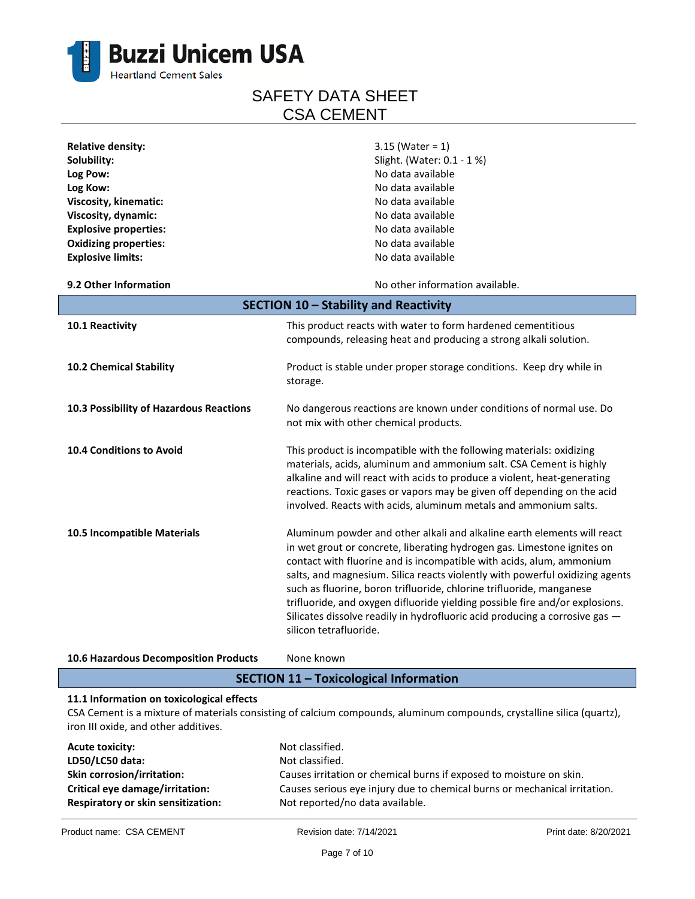| | |
|---|---|
| **Relative density:** | 3.15 (Water = 1) |
| **Solubility:** | Slight. (Water: 0.1 - 1 %) |
| **Log Pow:** | No data available |
| **Log Kow:** | No data available |
| **Viscosity, kinematic:** | No data available |
| **Viscosity, dynamic:** | No data available |
| **Explosive properties:** | No data available |
| **Oxidizing properties:** | No data available |
| **Explosive limits:** | No data available |

**9.2 Other Information** — No other information available.

## SECTION 10 – Stability and Reactivity

**10.1 Reactivity**

This product reacts with water to form hardened cementitious compounds, releasing heat and producing a strong alkali solution.

**10.2 Chemical Stability**

Product is stable under proper storage conditions. Keep dry while in storage.

**10.3 Possibility of Hazardous Reactions**

No dangerous reactions are known under conditions of normal use. Do not mix with other chemical products.

**10.4 Conditions to Avoid**

This product is incompatible with the following materials: oxidizing materials, acids, aluminum and ammonium salt. CSA Cement is highly alkaline and will react with acids to produce a violent, heat-generating reactions. Toxic gases or vapors may be given off depending on the acid involved. Reacts with acids, aluminum metals and ammonium salts.

**10.5 Incompatible Materials**

Aluminum powder and other alkali and alkaline earth elements will react in wet grout or concrete, liberating hydrogen gas. Limestone ignites on contact with fluorine and is incompatible with acids, alum, ammonium salts, and magnesium. Silica reacts violently with powerful oxidizing agents such as fluorine, boron trifluoride, chlorine trifluoride, manganese trifluoride, and oxygen difluoride yielding possible fire and/or explosions. Silicates dissolve readily in hydrofluoric acid producing a corrosive gas — silicon tetrafluoride.

**10.6 Hazardous Decomposition Products**

None known

## SECTION 11 – Toxicological Information

**11.1 Information on toxicological effects**

CSA Cement is a mixture of materials consisting of calcium compounds, aluminum compounds, crystalline silica (quartz), iron III oxide, and other additives.

| | |
|---|---|
| **Acute toxicity:** | Not classified. |
| **LD50/LC50 data:** | Not classified. |
| **Skin corrosion/irritation:** | Causes irritation or chemical burns if exposed to moisture on skin. |
| **Critical eye damage/irritation:** | Causes serious eye injury due to chemical burns or mechanical irritation. |
| **Respiratory or skin sensitization:** | Not reported/no data available. |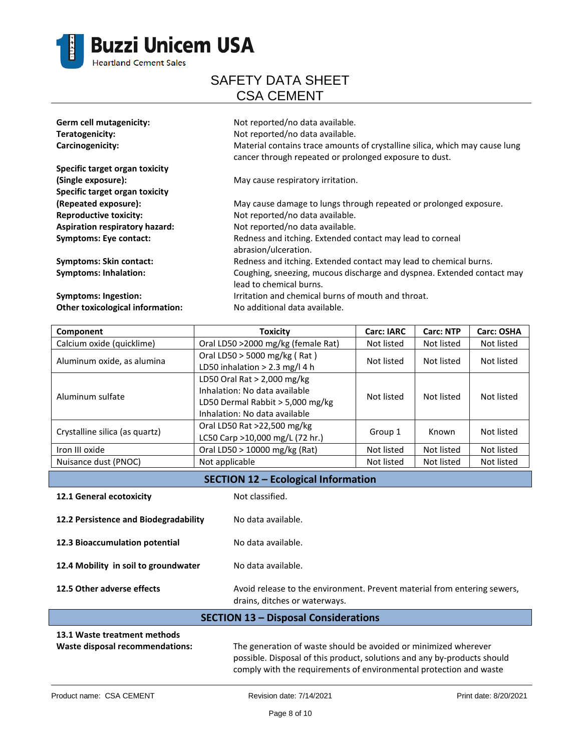**Germ cell mutagenicity:** Not reported/no data available.

**Teratogenicity:** Not reported/no data available.

**Carcinogenicity:** Material contains trace amounts of crystalline silica, which may cause lung cancer through repeated or prolonged exposure to dust.

**Specific target organ toxicity (Single exposure):** May cause respiratory irritation.

**Specific target organ toxicity (Repeated exposure):** May cause damage to lungs through repeated or prolonged exposure.

**Reproductive toxicity:** Not reported/no data available.

**Aspiration respiratory hazard:** Not reported/no data available.

**Symptoms: Eye contact:** Redness and itching. Extended contact may lead to corneal abrasion/ulceration.

**Symptoms: Skin contact:** Redness and itching. Extended contact may lead to chemical burns.

**Symptoms: Inhalation:** Coughing, sneezing, mucous discharge and dyspnea. Extended contact may lead to chemical burns.

**Symptoms: Ingestion:** Irritation and chemical burns of mouth and throat.

**Other toxicological information:** No additional data available.

| Component | Toxicity | Carc: IARC | Carc: NTP | Carc: OSHA |
|---|---|---|---|---|
| Calcium oxide (quicklime) | Oral LD50 >2000 mg/kg (female Rat) | Not listed | Not listed | Not listed |
| Aluminum oxide, as alumina | Oral LD50 > 5000 mg/kg ( Rat )<br>LD50 inhalation > 2.3 mg/l 4 h | Not listed | Not listed | Not listed |
| Aluminum sulfate | LD50 Oral Rat > 2,000 mg/kg<br>Inhalation: No data available<br>LD50 Dermal Rabbit > 5,000 mg/kg<br>Inhalation: No data available | Not listed | Not listed | Not listed |
| Crystalline silica (as quartz) | Oral LD50 Rat >22,500 mg/kg<br>LC50 Carp >10,000 mg/L (72 hr.) | Group 1 | Known | Not listed |
| Iron III oxide | Oral LD50 > 10000 mg/kg (Rat) | Not listed | Not listed | Not listed |
| Nuisance dust (PNOC) | Not applicable | Not listed | Not listed | Not listed |

## SECTION 12 – Ecological Information

**12.1 General ecotoxicity** Not classified.

**12.2 Persistence and Biodegradability** No data available.

**12.3 Bioaccumulation potential** No data available.

**12.4 Mobility in soil to groundwater** No data available.

**12.5 Other adverse effects** Avoid release to the environment. Prevent material from entering sewers, drains, ditches or waterways.

## SECTION 13 – Disposal Considerations

**13.1 Waste treatment methods**

**Waste disposal recommendations:** The generation of waste should be avoided or minimized wherever possible. Disposal of this product, solutions and any by-products should comply with the requirements of environmental protection and waste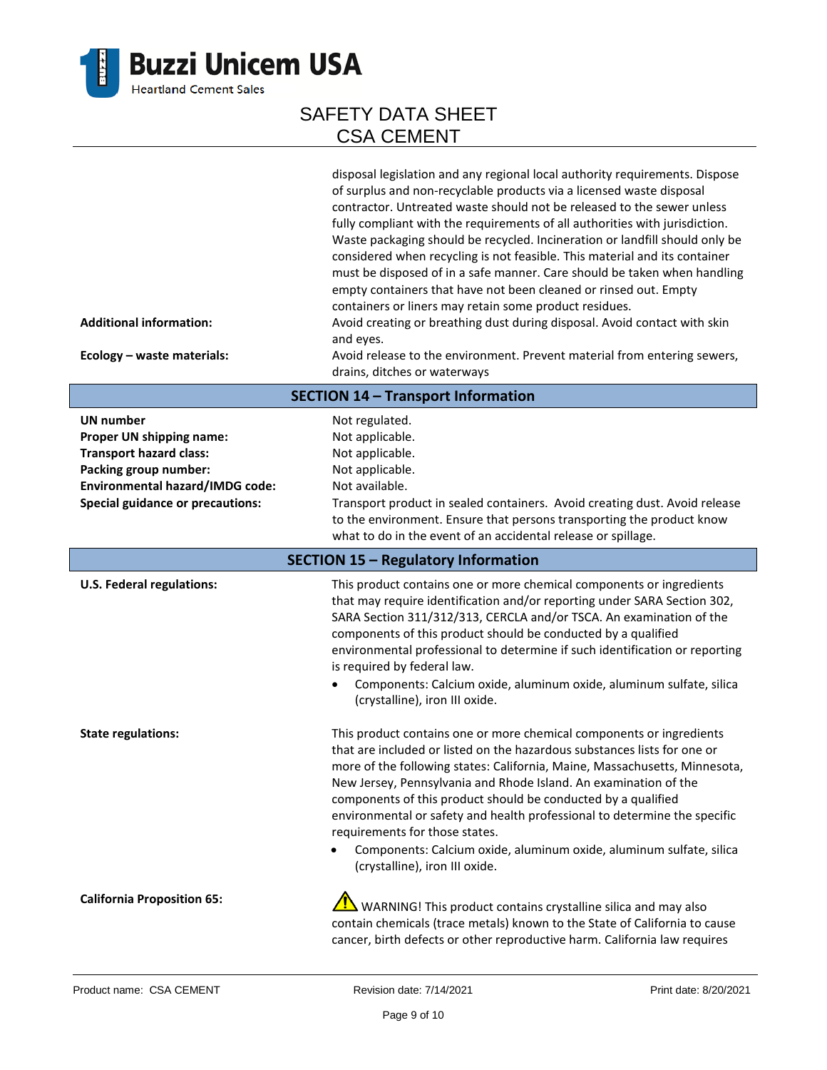| | |
|---|---|
| | disposal legislation and any regional local authority requirements. Dispose of surplus and non-recyclable products via a licensed waste disposal contractor. Untreated waste should not be released to the sewer unless fully compliant with the requirements of all authorities with jurisdiction. Waste packaging should be recycled. Incineration or landfill should only be considered when recycling is not feasible. This material and its container must be disposed of in a safe manner. Care should be taken when handling empty containers that have not been cleaned or rinsed out. Empty containers or liners may retain some product residues. |
| **Additional information:** | Avoid creating or breathing dust during disposal. Avoid contact with skin and eyes. |
| **Ecology – waste materials:** | Avoid release to the environment. Prevent material from entering sewers, drains, ditches or waterways |

## SECTION 14 – Transport Information

| | |
|---|---|
| **UN number** | Not regulated. |
| **Proper UN shipping name:** | Not applicable. |
| **Transport hazard class:** | Not applicable. |
| **Packing group number:** | Not applicable. |
| **Environmental hazard/IMDG code:** | Not available. |
| **Special guidance or precautions:** | Transport product in sealed containers. Avoid creating dust. Avoid release to the environment. Ensure that persons transporting the product know what to do in the event of an accidental release or spillage. |

## SECTION 15 – Regulatory Information

**U.S. Federal regulations:**

This product contains one or more chemical components or ingredients that may require identification and/or reporting under SARA Section 302, SARA Section 311/312/313, CERCLA and/or TSCA. An examination of the components of this product should be conducted by a qualified environmental professional to determine if such identification or reporting is required by federal law.

- Components: Calcium oxide, aluminum oxide, aluminum sulfate, silica (crystalline), iron III oxide.

**State regulations:**

This product contains one or more chemical components or ingredients that are included or listed on the hazardous substances lists for one or more of the following states: California, Maine, Massachusetts, Minnesota, New Jersey, Pennsylvania and Rhode Island. An examination of the components of this product should be conducted by a qualified environmental or safety and health professional to determine the specific requirements for those states.

- Components: Calcium oxide, aluminum oxide, aluminum sulfate, silica (crystalline), iron III oxide.

**California Proposition 65:**

⚠ WARNING! This product contains crystalline silica and may also contain chemicals (trace metals) known to the State of California to cause cancer, birth defects or other reproductive harm. California law requires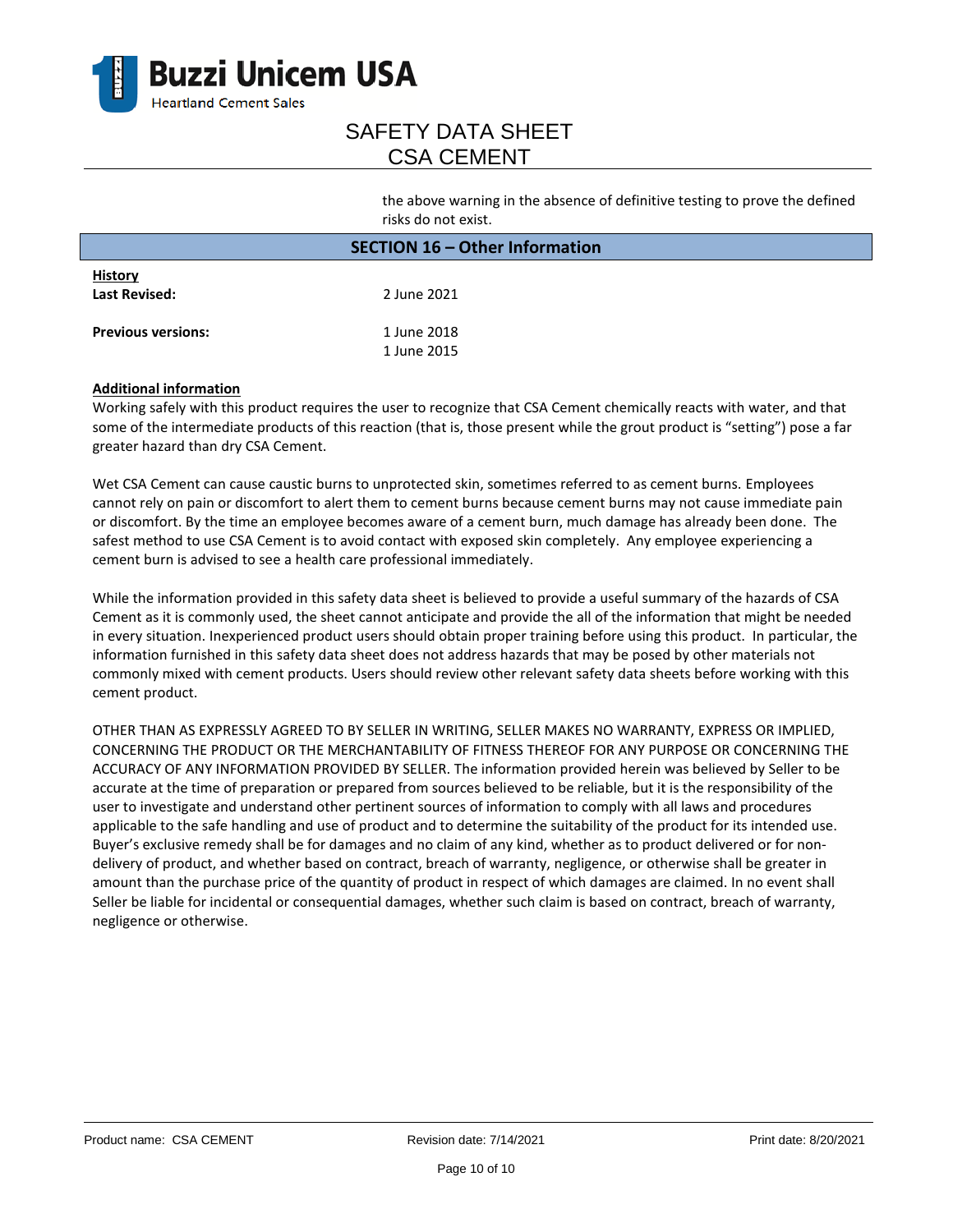the above warning in the absence of definitive testing to prove the defined risks do not exist.

## SECTION 16 – Other Information

**History**

| | |
|---|---|
| **Last Revised:** | 2 June 2021 |
| **Previous versions:** | 1 June 2018<br>1 June 2015 |

**Additional information**

Working safely with this product requires the user to recognize that CSA Cement chemically reacts with water, and that some of the intermediate products of this reaction (that is, those present while the grout product is "setting") pose a far greater hazard than dry CSA Cement.

Wet CSA Cement can cause caustic burns to unprotected skin, sometimes referred to as cement burns. Employees cannot rely on pain or discomfort to alert them to cement burns because cement burns may not cause immediate pain or discomfort. By the time an employee becomes aware of a cement burn, much damage has already been done. The safest method to use CSA Cement is to avoid contact with exposed skin completely. Any employee experiencing a cement burn is advised to see a health care professional immediately.

While the information provided in this safety data sheet is believed to provide a useful summary of the hazards of CSA Cement as it is commonly used, the sheet cannot anticipate and provide the all of the information that might be needed in every situation. Inexperienced product users should obtain proper training before using this product. In particular, the information furnished in this safety data sheet does not address hazards that may be posed by other materials not commonly mixed with cement products. Users should review other relevant safety data sheets before working with this cement product.

OTHER THAN AS EXPRESSLY AGREED TO BY SELLER IN WRITING, SELLER MAKES NO WARRANTY, EXPRESS OR IMPLIED, CONCERNING THE PRODUCT OR THE MERCHANTABILITY OF FITNESS THEREOF FOR ANY PURPOSE OR CONCERNING THE ACCURACY OF ANY INFORMATION PROVIDED BY SELLER. The information provided herein was believed by Seller to be accurate at the time of preparation or prepared from sources believed to be reliable, but it is the responsibility of the user to investigate and understand other pertinent sources of information to comply with all laws and procedures applicable to the safe handling and use of product and to determine the suitability of the product for its intended use. Buyer's exclusive remedy shall be for damages and no claim of any kind, whether as to product delivered or for non-delivery of product, and whether based on contract, breach of warranty, negligence, or otherwise shall be greater in amount than the purchase price of the quantity of product in respect of which damages are claimed. In no event shall Seller be liable for incidental or consequential damages, whether such claim is based on contract, breach of warranty, negligence or otherwise.